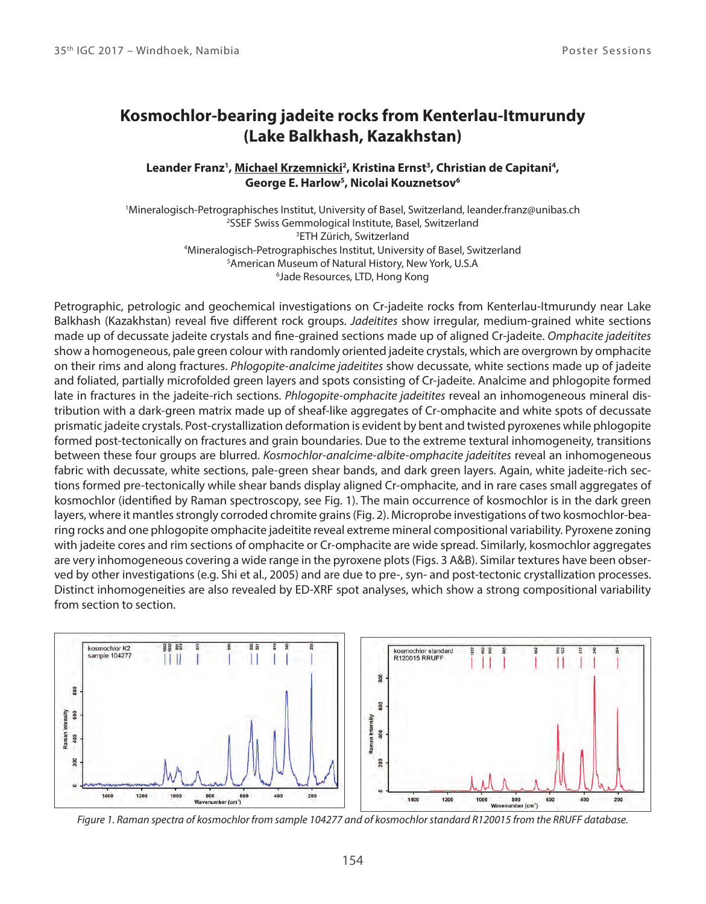# Kosmochlor-bearing jadeite rocks from Kenterlau-Itmurundy (Lake Balkhash, Kazakhstan)

**Leander Franz[1], Michael Krzemnicki[2], Kristina Ernst[3], Christian de Capitani[4], George E. Harlow[5], Nicolai Kouznetsov[6]**

[1]Mineralogisch-Petrographisches Institut, University of Basel, Switzerland, leander.franz@unibas.ch
[2]SSEF Swiss Gemmological Institute, Basel, Switzerland
[3]ETH Zürich, Switzerland
[4]Mineralogisch-Petrographisches Institut, University of Basel, Switzerland
[5]American Museum of Natural History, New York, U.S.A
[6]Jade Resources, LTD, Hong Kong

Petrographic, petrologic and geochemical investigations on Cr-jadeite rocks from Kenterlau-Itmurundy near Lake Balkhash (Kazakhstan) reveal five different rock groups. *Jadeitites* show irregular, medium-grained white sections made up of decussate jadeite crystals and fine-grained sections made up of aligned Cr-jadeite. *Omphacite jadeitites* show a homogeneous, pale green colour with randomly oriented jadeite crystals, which are overgrown by omphacite on their rims and along fractures. *Phlogopite-analcime jadeitites* show decussate, white sections made up of jadeite and foliated, partially microfolded green layers and spots consisting of Cr-jadeite. Analcime and phlogopite formed late in fractures in the jadeite-rich sections. *Phlogopite-omphacite jadeitites* reveal an inhomogeneous mineral distribution with a dark-green matrix made up of sheaf-like aggregates of Cr-omphacite and white spots of decussate prismatic jadeite crystals. Post-crystallization deformation is evident by bent and twisted pyroxenes while phlogopite formed post-tectonically on fractures and grain boundaries. Due to the extreme textural inhomogeneity, transitions between these four groups are blurred. *Kosmochlor-analcime-albite-omphacite jadeitites* reveal an inhomogeneous fabric with decussate, white sections, pale-green shear bands, and dark green layers. Again, white jadeite-rich sections formed pre-tectonically while shear bands display aligned Cr-omphacite, and in rare cases small aggregates of kosmochlor (identified by Raman spectroscopy, see Fig. 1). The main occurrence of kosmochlor is in the dark green layers, where it mantles strongly corroded chromite grains (Fig. 2). Microprobe investigations of two kosmochlor-bearing rocks and one phlogopite omphacite jadeitite reveal extreme mineral compositional variability. Pyroxene zoning with jadeite cores and rim sections of omphacite or Cr-omphacite are wide spread. Similarly, kosmochlor aggregates are very inhomogeneous covering a wide range in the pyroxene plots (Figs. 3 A&B). Similar textures have been observed by other investigations (e.g. Shi et al., 2005) and are due to pre-, syn- and post-tectonic crystallization processes. Distinct inhomogeneities are also revealed by ED-XRF spot analyses, which show a strong compositional variability from section to section.

*Figure 1. Raman spectra of kosmochlor from sample 104277 and of kosmochlor standard R120015 from the RRUFF database.*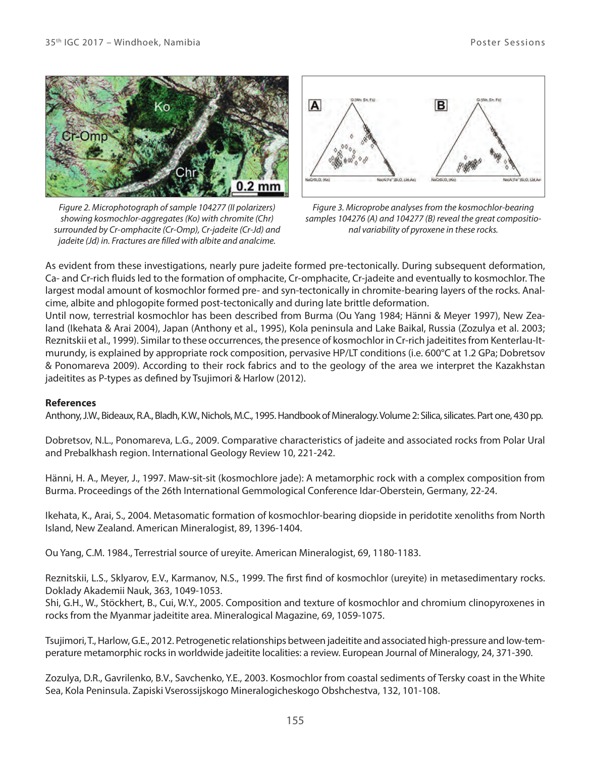Figure 2. Microphotograph of sample 104277 (II polarizers) showing kosmochlor-aggregates (Ko) with chromite (Chr) surrounded by Cr-omphacite (Cr-Omp), Cr-jadeite (Cr-Jd) and jadeite (Jd) in. Fractures are filled with albite and analcime.

Figure 3. Microprobe analyses from the kosmochlor-bearing samples 104276 (A) and 104277 (B) reveal the great compositional variability of pyroxene in these rocks.

As evident from these investigations, nearly pure jadeite formed pre-tectonically. During subsequent deformation, Ca- and Cr-rich fluids led to the formation of omphacite, Cr-omphacite, Cr-jadeite and eventually to kosmochlor. The largest modal amount of kosmochlor formed pre- and syn-tectonically in chromite-bearing layers of the rocks. Analcime, albite and phlogopite formed post-tectonically and during late brittle deformation.

Until now, terrestrial kosmochlor has been described from Burma (Ou Yang 1984; Hänni & Meyer 1997), New Zealand (Ikehata & Arai 2004), Japan (Anthony et al., 1995), Kola peninsula and Lake Baikal, Russia (Zozulya et al. 2003; Reznitskii et al., 1999). Similar to these occurrences, the presence of kosmochlor in Cr-rich jadeitites from Kenterlau-Itmurundy, is explained by appropriate rock composition, pervasive HP/LT conditions (i.e. 600°C at 1.2 GPa; Dobretsov & Ponomareva 2009). According to their rock fabrics and to the geology of the area we interpret the Kazakhstan jadeitites as P-types as defined by Tsujimori & Harlow (2012).

**References**

Anthony, J.W., Bideaux, R.A., Bladh, K.W., Nichols, M.C., 1995. Handbook of Mineralogy. Volume 2: Silica, silicates. Part one, 430 pp.

Dobretsov, N.L., Ponomareva, L.G., 2009. Comparative characteristics of jadeite and associated rocks from Polar Ural and Prebalkhash region. International Geology Review 10, 221-242.

Hänni, H. A., Meyer, J., 1997. Maw-sit-sit (kosmochlore jade): A metamorphic rock with a complex composition from Burma. Proceedings of the 26th International Gemmological Conference Idar-Oberstein, Germany, 22-24.

Ikehata, K., Arai, S., 2004. Metasomatic formation of kosmochlor-bearing diopside in peridotite xenoliths from North Island, New Zealand. American Mineralogist, 89, 1396-1404.

Ou Yang, C.M. 1984., Terrestrial source of ureyite. American Mineralogist, 69, 1180-1183.

Reznitskii, L.S., Sklyarov, E.V., Karmanov, N.S., 1999. The first find of kosmochlor (ureyite) in metasedimentary rocks. Doklady Akademii Nauk, 363, 1049-1053.

Shi, G.H., W., Stöckhert, B., Cui, W.Y., 2005. Composition and texture of kosmochlor and chromium clinopyroxenes in rocks from the Myanmar jadeitite area. Mineralogical Magazine, 69, 1059-1075.

Tsujimori, T., Harlow, G.E., 2012. Petrogenetic relationships between jadeitite and associated high-pressure and low-temperature metamorphic rocks in worldwide jadeitite localities: a review. European Journal of Mineralogy, 24, 371-390.

Zozulya, D.R., Gavrilenko, B.V., Savchenko, Y.E., 2003. Kosmochlor from coastal sediments of Tersky coast in the White Sea, Kola Peninsula. Zapiski Vserossijskogo Mineralogicheskogo Obshchestva, 132, 101-108.